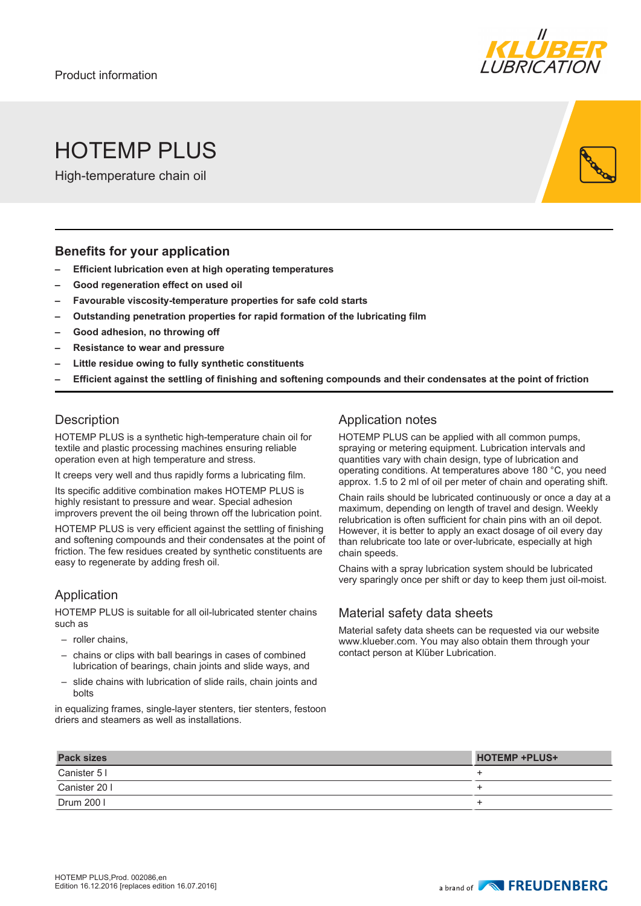Product information

# HOTEMP PLUS

High-temperature chain oil

## Benefits for your application

- **Efficient lubrication even at high operating temperatures**
- **Good regeneration effect on used oil**
- **Favourable viscosity-temperature properties for safe cold starts**
- **Outstanding penetration properties for rapid formation of the lubricating film**
- **Good adhesion, no throwing off**
- **Resistance to wear and pressure**
- **Little residue owing to fully synthetic constituents**
- **Efficient against the settling of finishing and softening compounds and their condensates at the point of friction**

## Description

HOTEMP PLUS is a synthetic high-temperature chain oil for textile and plastic processing machines ensuring reliable operation even at high temperature and stress.

It creeps very well and thus rapidly forms a lubricating film.

Its specific additive combination makes HOTEMP PLUS is highly resistant to pressure and wear. Special adhesion improvers prevent the oil being thrown off the lubrication point.

HOTEMP PLUS is very efficient against the settling of finishing and softening compounds and their condensates at the point of friction. The few residues created by synthetic constituents are easy to regenerate by adding fresh oil.

## Application

HOTEMP PLUS is suitable for all oil-lubricated stenter chains such as

- roller chains,
- chains or clips with ball bearings in cases of combined lubrication of bearings, chain joints and slide ways, and
- slide chains with lubrication of slide rails, chain joints and bolts

in equalizing frames, single-layer stenters, tier stenters, festoon driers and steamers as well as installations.

## Application notes

HOTEMP PLUS can be applied with all common pumps, spraying or metering equipment. Lubrication intervals and quantities vary with chain design, type of lubrication and operating conditions. At temperatures above 180 °C, you need approx. 1.5 to 2 ml of oil per meter of chain and operating shift.

Chain rails should be lubricated continuously or once a day at a maximum, depending on length of travel and design. Weekly relubrication is often sufficient for chain pins with an oil depot. However, it is better to apply an exact dosage of oil every day than relubricate too late or over-lubricate, especially at high chain speeds.

Chains with a spray lubrication system should be lubricated very sparingly once per shift or day to keep them just oil-moist.

## Material safety data sheets

Material safety data sheets can be requested via our website www.klueber.com. You may also obtain them through your contact person at Klüber Lubrication.

| Pack sizes | HOTEMP +PLUS+ |
|---|---|
| Canister 5 l | + |
| Canister 20 l | + |
| Drum 200 l | + |

HOTEMP PLUS,Prod. 002086,en
Edition 16.12.2016 [replaces edition 16.07.2016]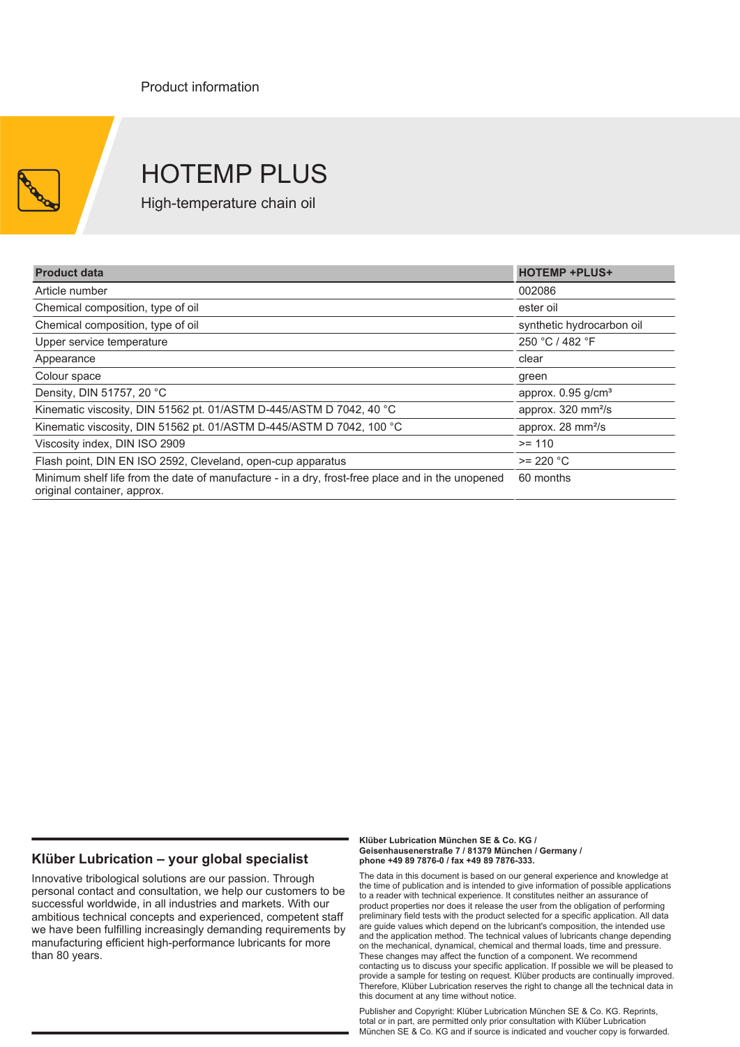Product information

# HOTEMP PLUS

High-temperature chain oil

| Product data | HOTEMP +PLUS+ |
| --- | --- |
| Article number | 002086 |
| Chemical composition, type of oil | ester oil |
| Chemical composition, type of oil | synthetic hydrocarbon oil |
| Upper service temperature | 250 °C / 482 °F |
| Appearance | clear |
| Colour space | green |
| Density, DIN 51757, 20 °C | approx. 0.95 g/cm³ |
| Kinematic viscosity, DIN 51562 pt. 01/ASTM D-445/ASTM D 7042, 40 °C | approx. 320 mm²/s |
| Kinematic viscosity, DIN 51562 pt. 01/ASTM D-445/ASTM D 7042, 100 °C | approx. 28 mm²/s |
| Viscosity index, DIN ISO 2909 | >= 110 |
| Flash point, DIN EN ISO 2592, Cleveland, open-cup apparatus | >= 220 °C |
| Minimum shelf life from the date of manufacture - in a dry, frost-free place and in the unopened original container, approx. | 60 months |

## Klüber Lubrication – your global specialist

Innovative tribological solutions are our passion. Through personal contact and consultation, we help our customers to be successful worldwide, in all industries and markets. With our ambitious technical concepts and experienced, competent staff we have been fulfilling increasingly demanding requirements by manufacturing efficient high-performance lubricants for more than 80 years.

**Klüber Lubrication München SE & Co. KG / Geisenhausenerstraße 7 / 81379 München / Germany / phone +49 89 7876-0 / fax +49 89 7876-333.**

The data in this document is based on our general experience and knowledge at the time of publication and is intended to give information of possible applications to a reader with technical experience. It constitutes neither an assurance of product properties nor does it release the user from the obligation of performing preliminary field tests with the product selected for a specific application. All data are guide values which depend on the lubricant's composition, the intended use and the application method. The technical values of lubricants change depending on the mechanical, dynamical, chemical and thermal loads, time and pressure. These changes may affect the function of a component. We recommend contacting us to discuss your specific application. If possible we will be pleased to provide a sample for testing on request. Klüber products are continually improved. Therefore, Klüber Lubrication reserves the right to change all the technical data in this document at any time without notice.

Publisher and Copyright: Klüber Lubrication München SE & Co. KG. Reprints, total or in part, are permitted only prior consultation with Klüber Lubrication München SE & Co. KG and if source is indicated and voucher copy is forwarded.